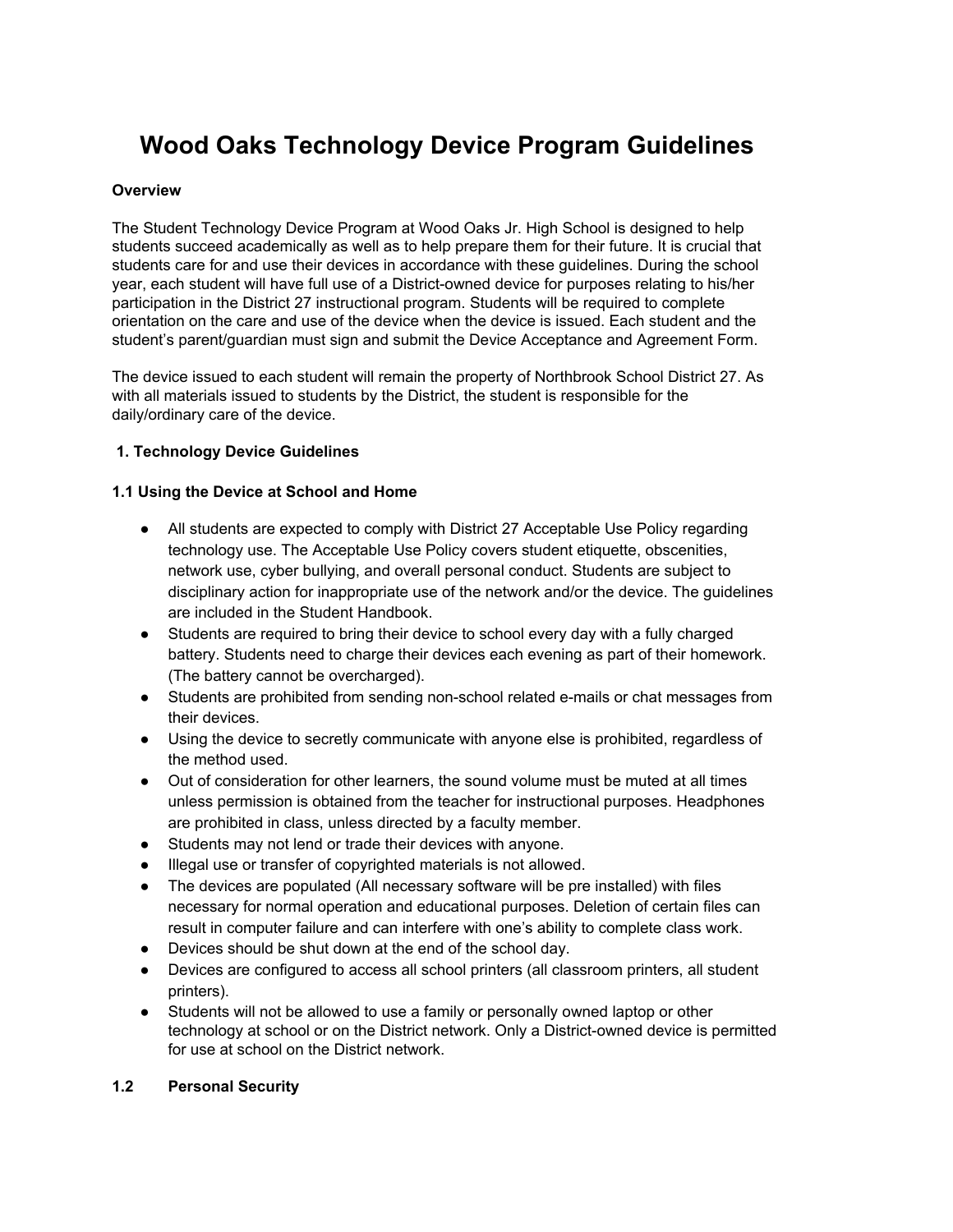# Wood Oaks Technology Device Program Guidelines

**Overview**

The Student Technology Device Program at Wood Oaks Jr. High School is designed to help students succeed academically as well as to help prepare them for their future. It is crucial that students care for and use their devices in accordance with these guidelines. During the school year, each student will have full use of a District-owned device for purposes relating to his/her participation in the District 27 instructional program. Students will be required to complete orientation on the care and use of the device when the device is issued. Each student and the student's parent/guardian must sign and submit the Device Acceptance and Agreement Form.

The device issued to each student will remain the property of Northbrook School District 27. As with all materials issued to students by the District, the student is responsible for the daily/ordinary care of the device.

## 1. Technology Device Guidelines

### 1.1 Using the Device at School and Home

- All students are expected to comply with District 27 Acceptable Use Policy regarding technology use. The Acceptable Use Policy covers student etiquette, obscenities, network use, cyber bullying, and overall personal conduct. Students are subject to disciplinary action for inappropriate use of the network and/or the device. The guidelines are included in the Student Handbook.
- Students are required to bring their device to school every day with a fully charged battery. Students need to charge their devices each evening as part of their homework. (The battery cannot be overcharged).
- Students are prohibited from sending non-school related e-mails or chat messages from their devices.
- Using the device to secretly communicate with anyone else is prohibited, regardless of the method used.
- Out of consideration for other learners, the sound volume must be muted at all times unless permission is obtained from the teacher for instructional purposes. Headphones are prohibited in class, unless directed by a faculty member.
- Students may not lend or trade their devices with anyone.
- Illegal use or transfer of copyrighted materials is not allowed.
- The devices are populated (All necessary software will be pre installed) with files necessary for normal operation and educational purposes. Deletion of certain files can result in computer failure and can interfere with one's ability to complete class work.
- Devices should be shut down at the end of the school day.
- Devices are configured to access all school printers (all classroom printers, all student printers).
- Students will not be allowed to use a family or personally owned laptop or other technology at school or on the District network. Only a District-owned device is permitted for use at school on the District network.

### 1.2 Personal Security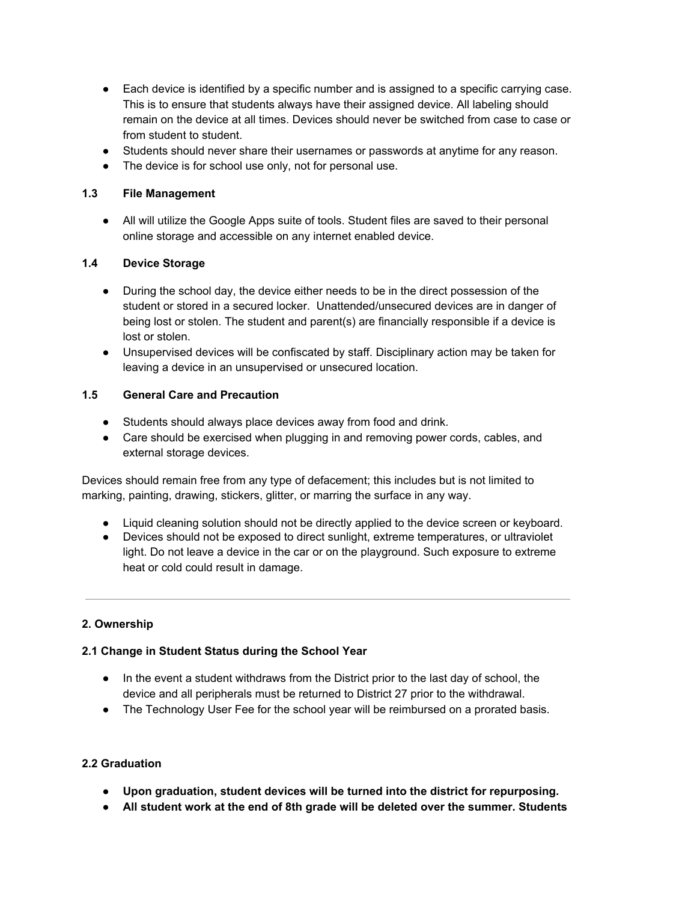- Each device is identified by a specific number and is assigned to a specific carrying case. This is to ensure that students always have their assigned device. All labeling should remain on the device at all times. Devices should never be switched from case to case or from student to student.
- Students should never share their usernames or passwords at anytime for any reason.
- The device is for school use only, not for personal use.

### 1.3 File Management

- All will utilize the Google Apps suite of tools. Student files are saved to their personal online storage and accessible on any internet enabled device.

### 1.4 Device Storage

- During the school day, the device either needs to be in the direct possession of the student or stored in a secured locker. Unattended/unsecured devices are in danger of being lost or stolen. The student and parent(s) are financially responsible if a device is lost or stolen.
- Unsupervised devices will be confiscated by staff. Disciplinary action may be taken for leaving a device in an unsupervised or unsecured location.

### 1.5 General Care and Precaution

- Students should always place devices away from food and drink.
- Care should be exercised when plugging in and removing power cords, cables, and external storage devices.

Devices should remain free from any type of defacement; this includes but is not limited to marking, painting, drawing, stickers, glitter, or marring the surface in any way.

- Liquid cleaning solution should not be directly applied to the device screen or keyboard.
- Devices should not be exposed to direct sunlight, extreme temperatures, or ultraviolet light. Do not leave a device in the car or on the playground. Such exposure to extreme heat or cold could result in damage.

---

## 2. Ownership

### 2.1 Change in Student Status during the School Year

- In the event a student withdraws from the District prior to the last day of school, the device and all peripherals must be returned to District 27 prior to the withdrawal.
- The Technology User Fee for the school year will be reimbursed on a prorated basis.

### 2.2 Graduation

- **Upon graduation, student devices will be turned into the district for repurposing.**
- **All student work at the end of 8th grade will be deleted over the summer. Students**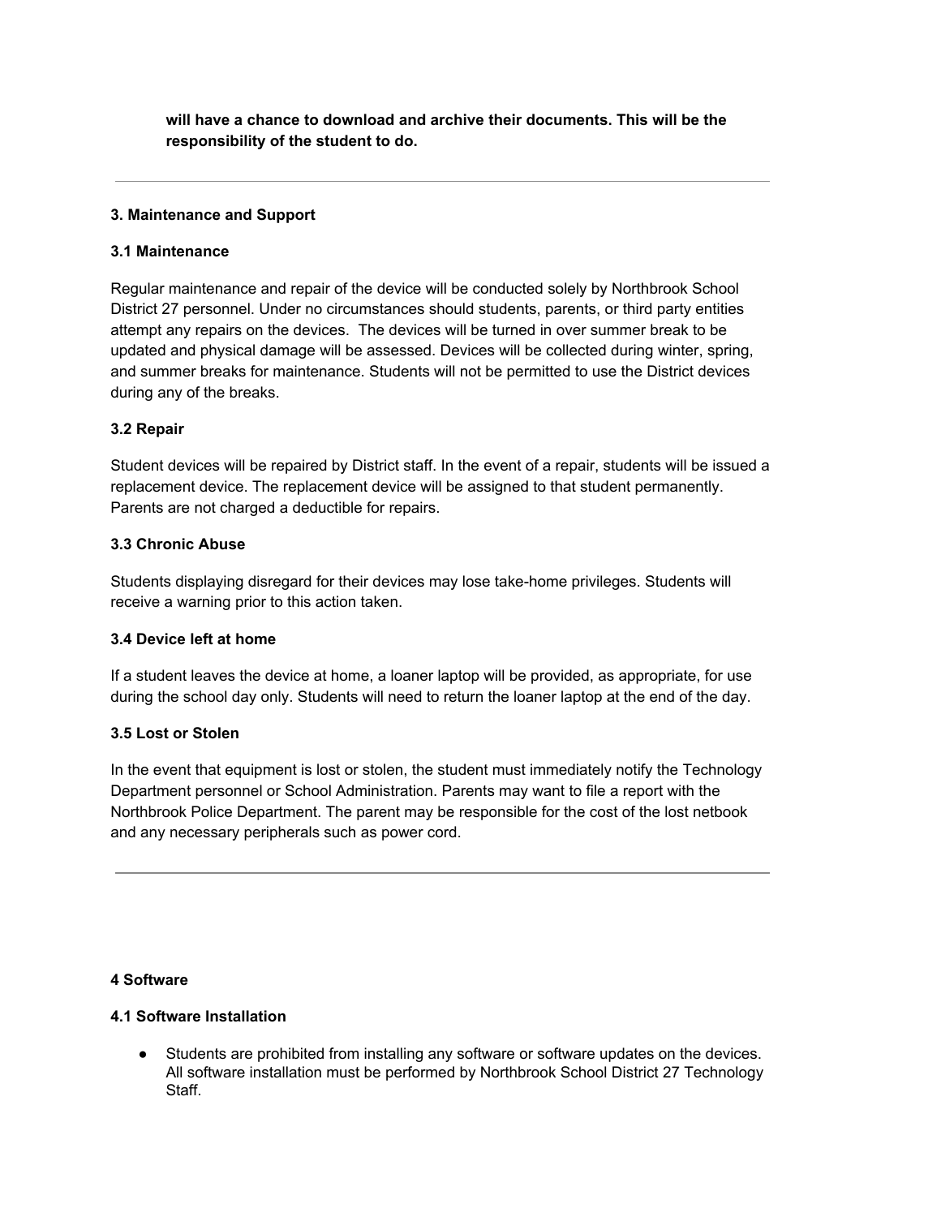**will have a chance to download and archive their documents. This will be the responsibility of the student to do.**

---

## 3. Maintenance and Support

### 3.1 Maintenance

Regular maintenance and repair of the device will be conducted solely by Northbrook School District 27 personnel. Under no circumstances should students, parents, or third party entities attempt any repairs on the devices. The devices will be turned in over summer break to be updated and physical damage will be assessed. Devices will be collected during winter, spring, and summer breaks for maintenance. Students will not be permitted to use the District devices during any of the breaks.

### 3.2 Repair

Student devices will be repaired by District staff. In the event of a repair, students will be issued a replacement device. The replacement device will be assigned to that student permanently. Parents are not charged a deductible for repairs.

### 3.3 Chronic Abuse

Students displaying disregard for their devices may lose take-home privileges. Students will receive a warning prior to this action taken.

### 3.4 Device left at home

If a student leaves the device at home, a loaner laptop will be provided, as appropriate, for use during the school day only. Students will need to return the loaner laptop at the end of the day.

### 3.5 Lost or Stolen

In the event that equipment is lost or stolen, the student must immediately notify the Technology Department personnel or School Administration. Parents may want to file a report with the Northbrook Police Department. The parent may be responsible for the cost of the lost netbook and any necessary peripherals such as power cord.

---

## 4 Software

### 4.1 Software Installation

- Students are prohibited from installing any software or software updates on the devices. All software installation must be performed by Northbrook School District 27 Technology Staff.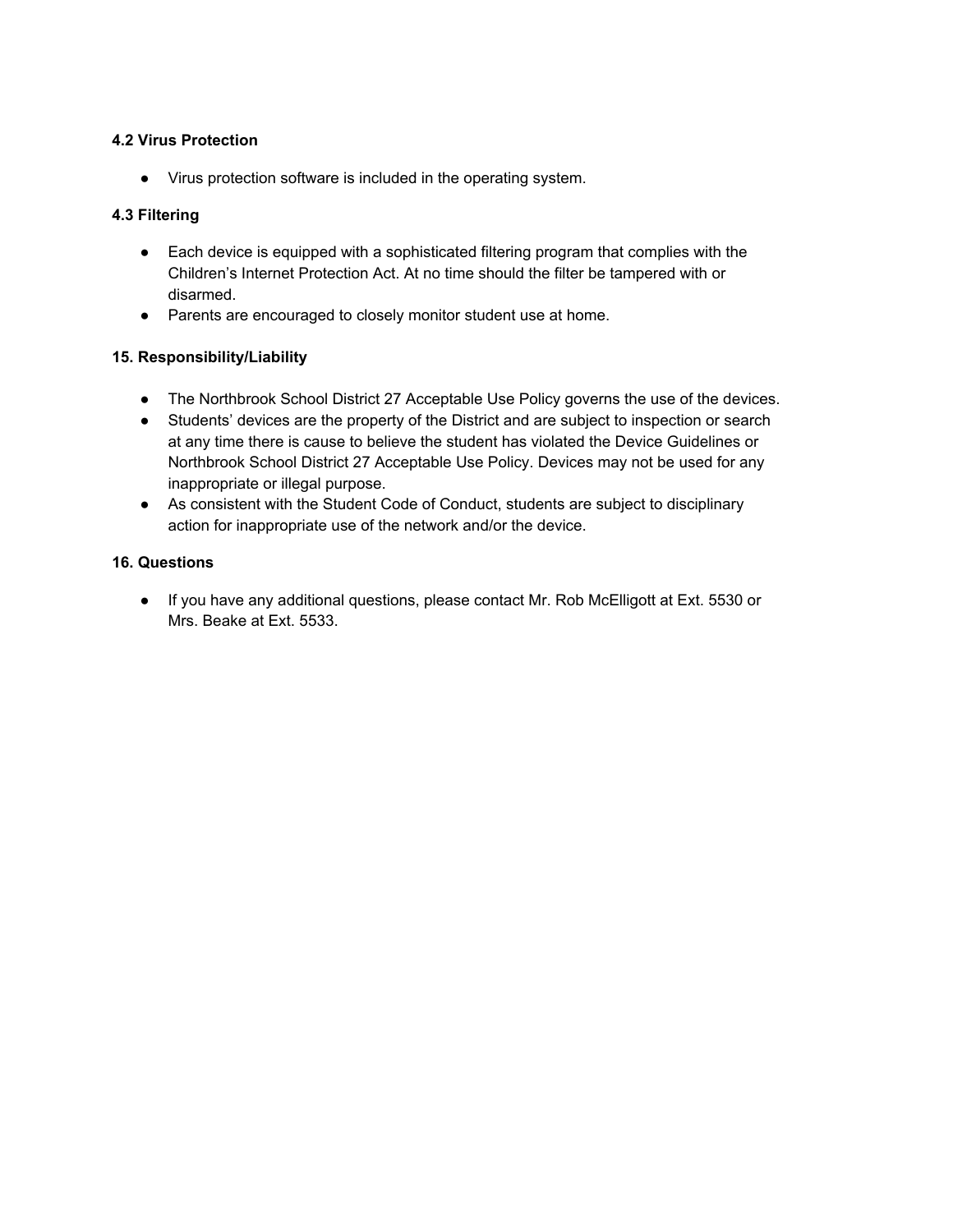**4.2 Virus Protection**

- Virus protection software is included in the operating system.

**4.3 Filtering**

- Each device is equipped with a sophisticated filtering program that complies with the Children's Internet Protection Act. At no time should the filter be tampered with or disarmed.
- Parents are encouraged to closely monitor student use at home.

**15. Responsibility/Liability**

- The Northbrook School District 27 Acceptable Use Policy governs the use of the devices.
- Students' devices are the property of the District and are subject to inspection or search at any time there is cause to believe the student has violated the Device Guidelines or Northbrook School District 27 Acceptable Use Policy. Devices may not be used for any inappropriate or illegal purpose.
- As consistent with the Student Code of Conduct, students are subject to disciplinary action for inappropriate use of the network and/or the device.

**16. Questions**

- If you have any additional questions, please contact Mr. Rob McElligott at Ext. 5530 or Mrs. Beake at Ext. 5533.